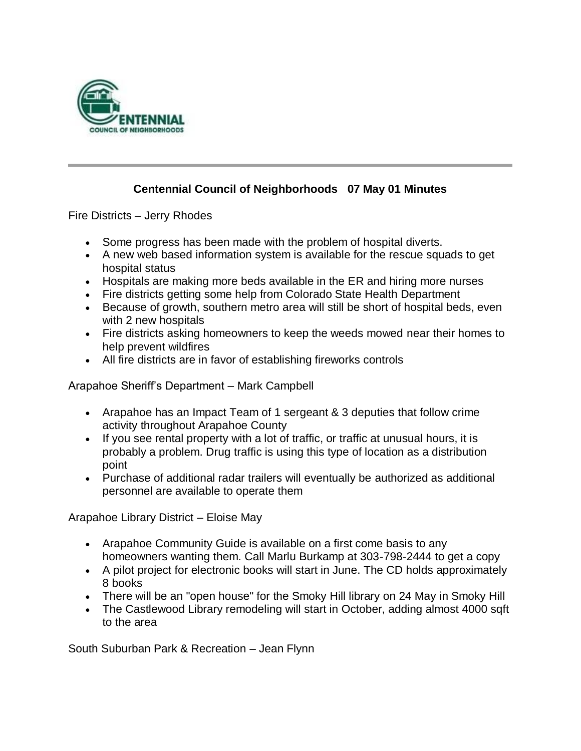# Centennial Council of Neighborhoods 07 May 01 Minutes

Fire Districts – Jerry Rhodes

- Some progress has been made with the problem of hospital diverts.
- A new web based information system is available for the rescue squads to get hospital status
- Hospitals are making more beds available in the ER and hiring more nurses
- Fire districts getting some help from Colorado State Health Department
- Because of growth, southern metro area will still be short of hospital beds, even with 2 new hospitals
- Fire districts asking homeowners to keep the weeds mowed near their homes to help prevent wildfires
- All fire districts are in favor of establishing fireworks controls

Arapahoe Sheriff's Department – Mark Campbell

- Arapahoe has an Impact Team of 1 sergeant & 3 deputies that follow crime activity throughout Arapahoe County
- If you see rental property with a lot of traffic, or traffic at unusual hours, it is probably a problem. Drug traffic is using this type of location as a distribution point
- Purchase of additional radar trailers will eventually be authorized as additional personnel are available to operate them

Arapahoe Library District – Eloise May

- Arapahoe Community Guide is available on a first come basis to any homeowners wanting them. Call Marlu Burkamp at 303-798-2444 to get a copy
- A pilot project for electronic books will start in June. The CD holds approximately 8 books
- There will be an "open house" for the Smoky Hill library on 24 May in Smoky Hill
- The Castlewood Library remodeling will start in October, adding almost 4000 sqft to the area

South Suburban Park & Recreation – Jean Flynn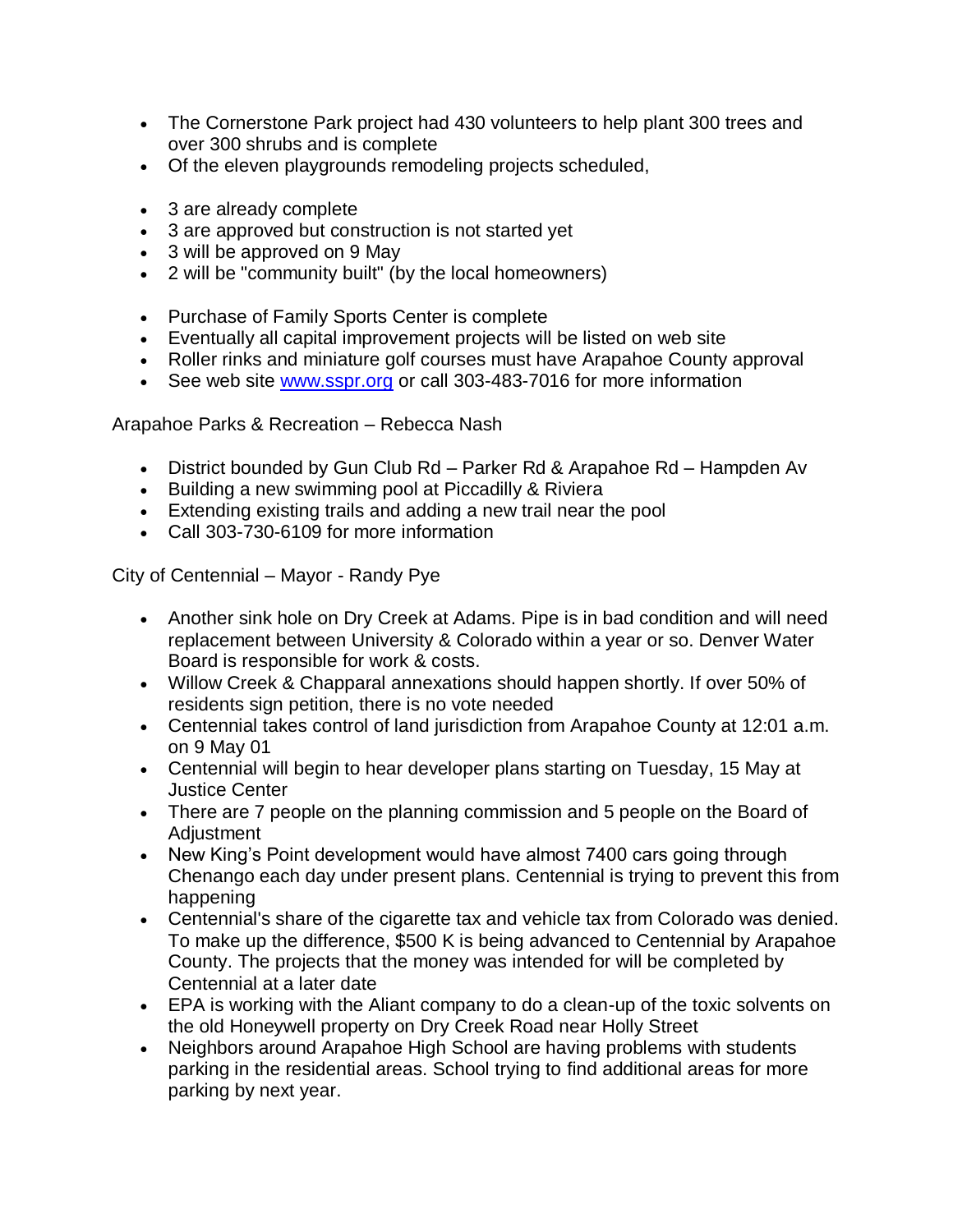- The Cornerstone Park project had 430 volunteers to help plant 300 trees and over 300 shrubs and is complete
- Of the eleven playgrounds remodeling projects scheduled,

- 3 are already complete
- 3 are approved but construction is not started yet
- 3 will be approved on 9 May
- 2 will be "community built" (by the local homeowners)

- Purchase of Family Sports Center is complete
- Eventually all capital improvement projects will be listed on web site
- Roller rinks and miniature golf courses must have Arapahoe County approval
- See web site [www.sspr.org](http://www.sspr.org) or call 303-483-7016 for more information

Arapahoe Parks & Recreation – Rebecca Nash

- District bounded by Gun Club Rd – Parker Rd & Arapahoe Rd – Hampden Av
- Building a new swimming pool at Piccadilly & Riviera
- Extending existing trails and adding a new trail near the pool
- Call 303-730-6109 for more information

City of Centennial – Mayor - Randy Pye

- Another sink hole on Dry Creek at Adams. Pipe is in bad condition and will need replacement between University & Colorado within a year or so. Denver Water Board is responsible for work & costs.
- Willow Creek & Chapparal annexations should happen shortly. If over 50% of residents sign petition, there is no vote needed
- Centennial takes control of land jurisdiction from Arapahoe County at 12:01 a.m. on 9 May 01
- Centennial will begin to hear developer plans starting on Tuesday, 15 May at Justice Center
- There are 7 people on the planning commission and 5 people on the Board of Adjustment
- New King's Point development would have almost 7400 cars going through Chenango each day under present plans. Centennial is trying to prevent this from happening
- Centennial's share of the cigarette tax and vehicle tax from Colorado was denied. To make up the difference, $500 K is being advanced to Centennial by Arapahoe County. The projects that the money was intended for will be completed by Centennial at a later date
- EPA is working with the Aliant company to do a clean-up of the toxic solvents on the old Honeywell property on Dry Creek Road near Holly Street
- Neighbors around Arapahoe High School are having problems with students parking in the residential areas. School trying to find additional areas for more parking by next year.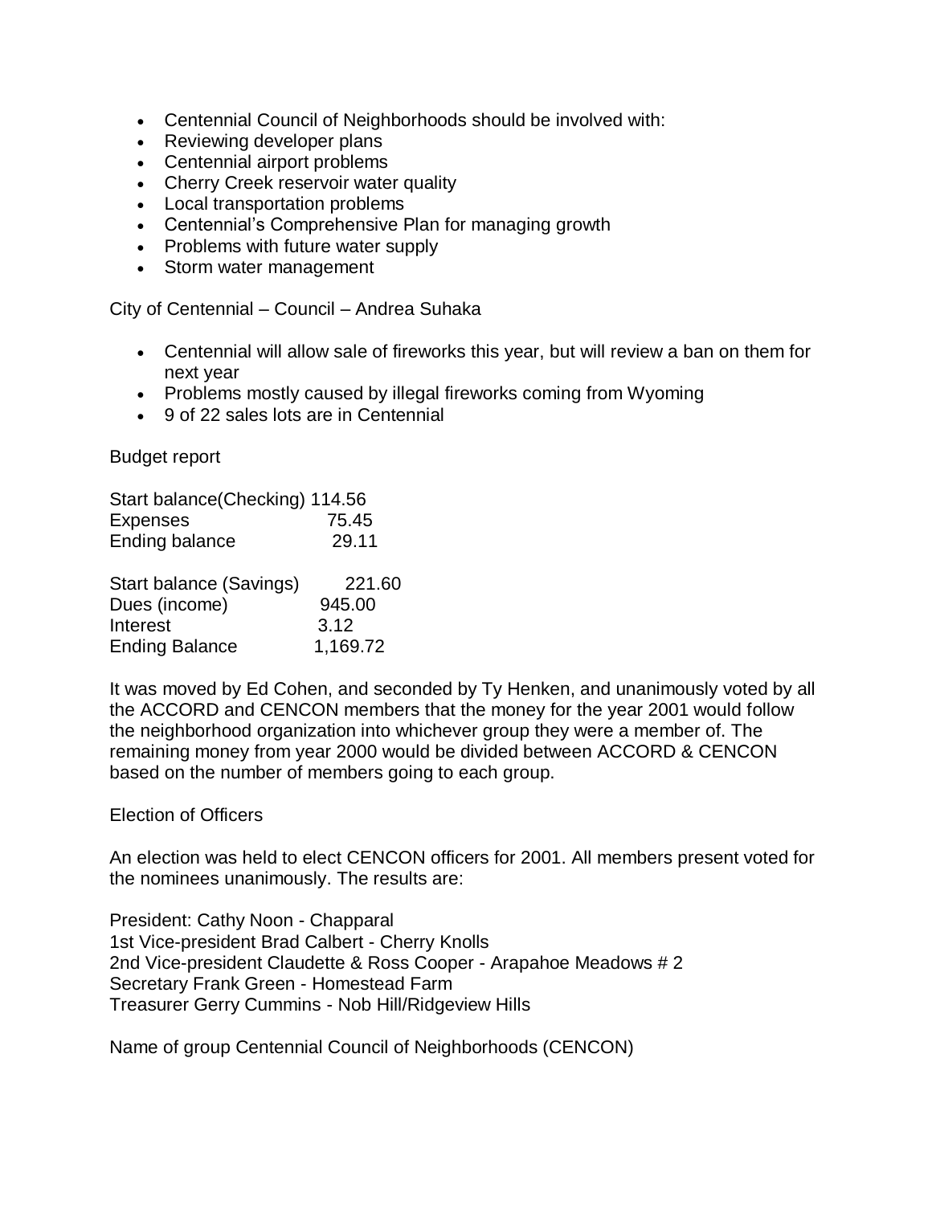- Centennial Council of Neighborhoods should be involved with:
- Reviewing developer plans
- Centennial airport problems
- Cherry Creek reservoir water quality
- Local transportation problems
- Centennial's Comprehensive Plan for managing growth
- Problems with future water supply
- Storm water management

City of Centennial – Council – Andrea Suhaka

- Centennial will allow sale of fireworks this year, but will review a ban on them for next year
- Problems mostly caused by illegal fireworks coming from Wyoming
- 9 of 22 sales lots are in Centennial

Budget report

| | |
|---|---|
| Start balance(Checking) | 114.56 |
| Expenses | 75.45 |
| Ending balance | 29.11 |

| | |
|---|---|
| Start balance (Savings) | 221.60 |
| Dues (income) | 945.00 |
| Interest | 3.12 |
| Ending Balance | 1,169.72 |

It was moved by Ed Cohen, and seconded by Ty Henken, and unanimously voted by all the ACCORD and CENCON members that the money for the year 2001 would follow the neighborhood organization into whichever group they were a member of. The remaining money from year 2000 would be divided between ACCORD & CENCON based on the number of members going to each group.

Election of Officers

An election was held to elect CENCON officers for 2001. All members present voted for the nominees unanimously. The results are:

President: Cathy Noon - Chapparal
1st Vice-president Brad Calbert - Cherry Knolls
2nd Vice-president Claudette & Ross Cooper - Arapahoe Meadows # 2
Secretary Frank Green - Homestead Farm
Treasurer Gerry Cummins - Nob Hill/Ridgeview Hills

Name of group Centennial Council of Neighborhoods (CENCON)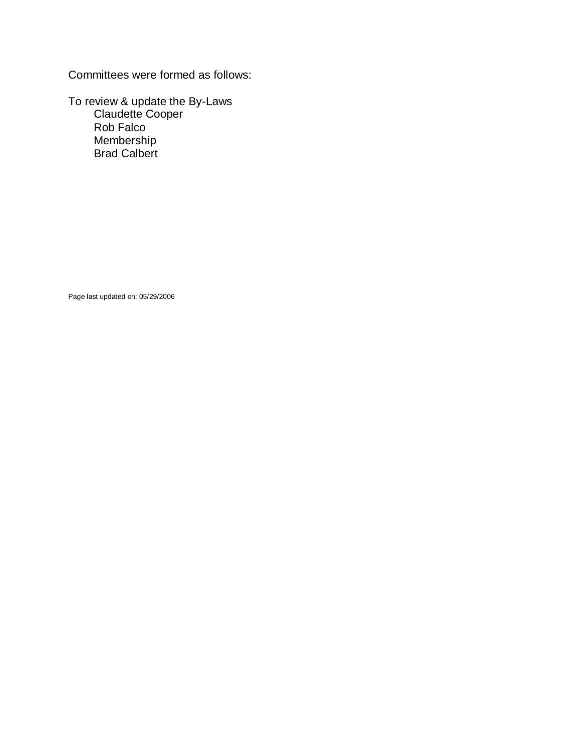Committees were formed as follows:

To review & update the By-Laws

- Claudette Cooper
- Rob Falco
- Membership
- Brad Calbert

Page last updated on: 05/29/2006